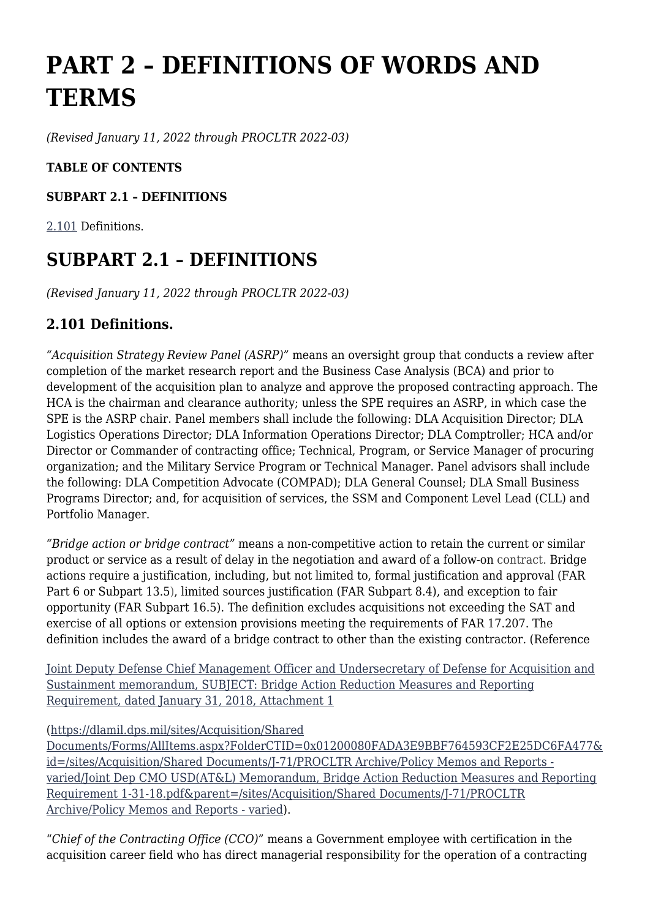# PART 2 – DEFINITIONS OF WORDS AND TERMS

*(Revised January 11, 2022 through PROCLTR 2022-03)*

**TABLE OF CONTENTS**

**SUBPART 2.1 – DEFINITIONS**

2.101 Definitions.

## SUBPART 2.1 – DEFINITIONS

*(Revised January 11, 2022 through PROCLTR 2022-03)*

### 2.101 Definitions.

*"Acquisition Strategy Review Panel (ASRP)"* means an oversight group that conducts a review after completion of the market research report and the Business Case Analysis (BCA) and prior to development of the acquisition plan to analyze and approve the proposed contracting approach. The HCA is the chairman and clearance authority; unless the SPE requires an ASRP, in which case the SPE is the ASRP chair. Panel members shall include the following: DLA Acquisition Director; DLA Logistics Operations Director; DLA Information Operations Director; DLA Comptroller; HCA and/or Director or Commander of contracting office; Technical, Program, or Service Manager of procuring organization; and the Military Service Program or Technical Manager. Panel advisors shall include the following: DLA Competition Advocate (COMPAD); DLA General Counsel; DLA Small Business Programs Director; and, for acquisition of services, the SSM and Component Level Lead (CLL) and Portfolio Manager.

*"Bridge action or bridge contract"* means a non-competitive action to retain the current or similar product or service as a result of delay in the negotiation and award of a follow-on contract. Bridge actions require a justification, including, but not limited to, formal justification and approval (FAR Part 6 or Subpart 13.5), limited sources justification (FAR Subpart 8.4), and exception to fair opportunity (FAR Subpart 16.5). The definition excludes acquisitions not exceeding the SAT and exercise of all options or extension provisions meeting the requirements of FAR 17.207. The definition includes the award of a bridge contract to other than the existing contractor. (Reference

Joint Deputy Defense Chief Management Officer and Undersecretary of Defense for Acquisition and Sustainment memorandum, SUBJECT: Bridge Action Reduction Measures and Reporting Requirement, dated January 31, 2018, Attachment 1

(https://dlamil.dps.mil/sites/Acquisition/Shared Documents/Forms/AllItems.aspx?FolderCTID=0x01200080FADA3E9BBF764593CF2E25DC6FA477&id=/sites/Acquisition/Shared Documents/J-71/PROCLTR Archive/Policy Memos and Reports - varied/Joint Dep CMO USD(AT&L) Memorandum, Bridge Action Reduction Measures and Reporting Requirement 1-31-18.pdf&parent=/sites/Acquisition/Shared Documents/J-71/PROCLTR Archive/Policy Memos and Reports - varied).

"*Chief of the Contracting Office (CCO)*" means a Government employee with certification in the acquisition career field who has direct managerial responsibility for the operation of a contracting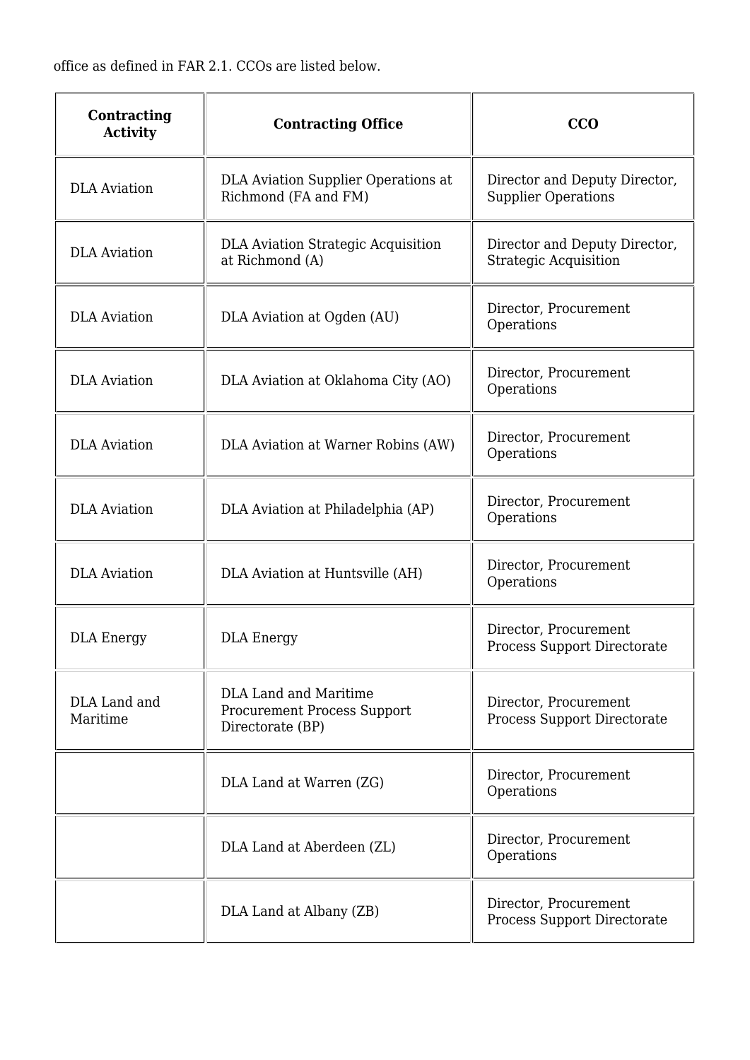office as defined in FAR 2.1. CCOs are listed below.

| Contracting Activity | Contracting Office | CCO |
|---|---|---|
| DLA Aviation | DLA Aviation Supplier Operations at Richmond (FA and FM) | Director and Deputy Director, Supplier Operations |
| DLA Aviation | DLA Aviation Strategic Acquisition at Richmond (A) | Director and Deputy Director, Strategic Acquisition |
| DLA Aviation | DLA Aviation at Ogden (AU) | Director, Procurement Operations |
| DLA Aviation | DLA Aviation at Oklahoma City (AO) | Director, Procurement Operations |
| DLA Aviation | DLA Aviation at Warner Robins (AW) | Director, Procurement Operations |
| DLA Aviation | DLA Aviation at Philadelphia (AP) | Director, Procurement Operations |
| DLA Aviation | DLA Aviation at Huntsville (AH) | Director, Procurement Operations |
| DLA Energy | DLA Energy | Director, Procurement Process Support Directorate |
| DLA Land and Maritime | DLA Land and Maritime Procurement Process Support Directorate (BP) | Director, Procurement Process Support Directorate |
| | DLA Land at Warren (ZG) | Director, Procurement Operations |
| | DLA Land at Aberdeen (ZL) | Director, Procurement Operations |
| | DLA Land at Albany (ZB) | Director, Procurement Process Support Directorate |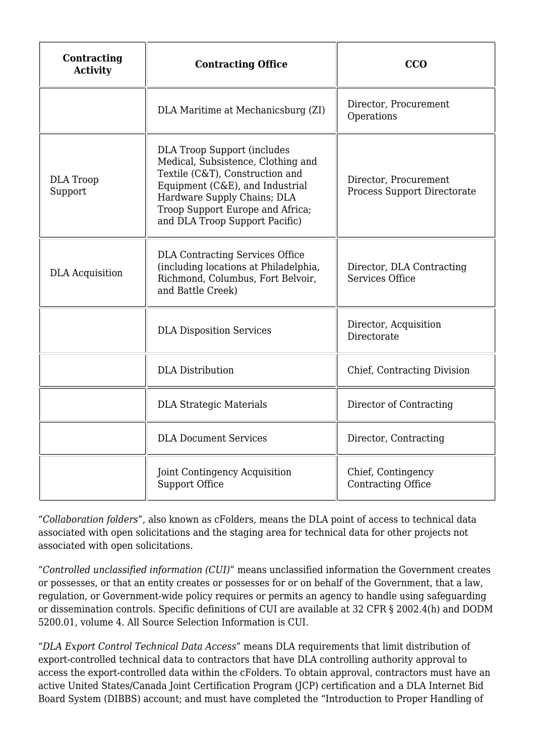| Contracting Activity | Contracting Office | CCO |
| --- | --- | --- |
| | DLA Maritime at Mechanicsburg (ZI) | Director, Procurement Operations |
| DLA Troop Support | DLA Troop Support (includes Medical, Subsistence, Clothing and Textile (C&T), Construction and Equipment (C&E), and Industrial Hardware Supply Chains; DLA Troop Support Europe and Africa; and DLA Troop Support Pacific) | Director, Procurement Process Support Directorate |
| DLA Acquisition | DLA Contracting Services Office (including locations at Philadelphia, Richmond, Columbus, Fort Belvoir, and Battle Creek) | Director, DLA Contracting Services Office |
| | DLA Disposition Services | Director, Acquisition Directorate |
| | DLA Distribution | Chief, Contracting Division |
| | DLA Strategic Materials | Director of Contracting |
| | DLA Document Services | Director, Contracting |
| | Joint Contingency Acquisition Support Office | Chief, Contingency Contracting Office |

"*Collaboration folders*", also known as cFolders, means the DLA point of access to technical data associated with open solicitations and the staging area for technical data for other projects not associated with open solicitations.

"*Controlled unclassified information (CUI)*" means unclassified information the Government creates or possesses, or that an entity creates or possesses for or on behalf of the Government, that a law, regulation, or Government-wide policy requires or permits an agency to handle using safeguarding or dissemination controls. Specific definitions of CUI are available at 32 CFR § 2002.4(h) and DODM 5200.01, volume 4. All Source Selection Information is CUI.

"*DLA Export Control Technical Data Access*" means DLA requirements that limit distribution of export-controlled technical data to contractors that have DLA controlling authority approval to access the export-controlled data within the cFolders. To obtain approval, contractors must have an active United States/Canada Joint Certification Program (JCP) certification and a DLA Internet Bid Board System (DIBBS) account; and must have completed the "Introduction to Proper Handling of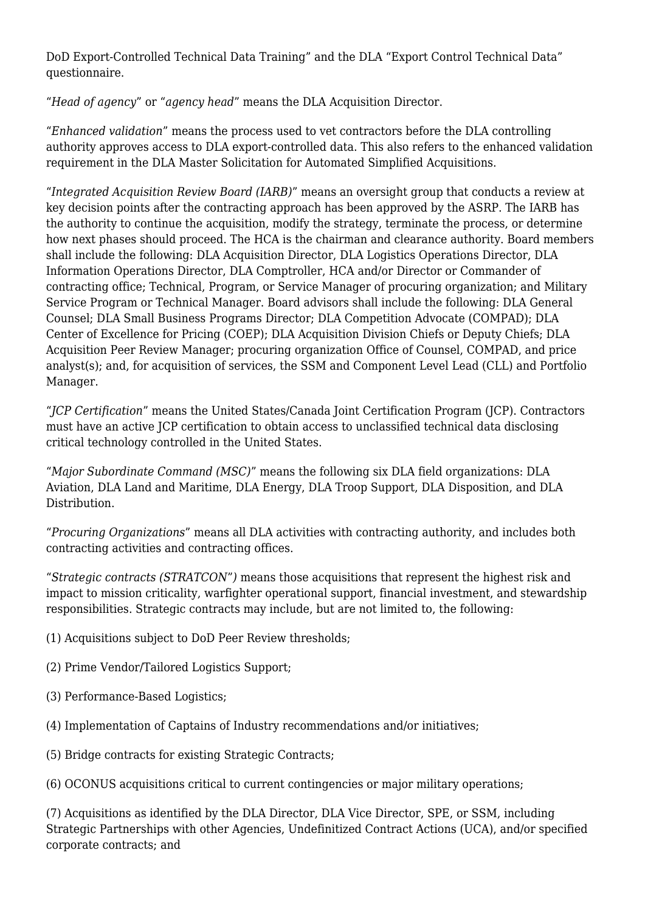DoD Export-Controlled Technical Data Training" and the DLA "Export Control Technical Data" questionnaire.

"*Head of agency*" or "*agency head*" means the DLA Acquisition Director.

"*Enhanced validation*" means the process used to vet contractors before the DLA controlling authority approves access to DLA export-controlled data. This also refers to the enhanced validation requirement in the DLA Master Solicitation for Automated Simplified Acquisitions.

"*Integrated Acquisition Review Board (IARB)*" means an oversight group that conducts a review at key decision points after the contracting approach has been approved by the ASRP. The IARB has the authority to continue the acquisition, modify the strategy, terminate the process, or determine how next phases should proceed. The HCA is the chairman and clearance authority. Board members shall include the following: DLA Acquisition Director, DLA Logistics Operations Director, DLA Information Operations Director, DLA Comptroller, HCA and/or Director or Commander of contracting office; Technical, Program, or Service Manager of procuring organization; and Military Service Program or Technical Manager. Board advisors shall include the following: DLA General Counsel; DLA Small Business Programs Director; DLA Competition Advocate (COMPAD); DLA Center of Excellence for Pricing (COEP); DLA Acquisition Division Chiefs or Deputy Chiefs; DLA Acquisition Peer Review Manager; procuring organization Office of Counsel, COMPAD, and price analyst(s); and, for acquisition of services, the SSM and Component Level Lead (CLL) and Portfolio Manager.

"*JCP Certification*" means the United States/Canada Joint Certification Program (JCP). Contractors must have an active JCP certification to obtain access to unclassified technical data disclosing critical technology controlled in the United States.

"*Major Subordinate Command (MSC)*" means the following six DLA field organizations: DLA Aviation, DLA Land and Maritime, DLA Energy, DLA Troop Support, DLA Disposition, and DLA Distribution.

"*Procuring Organizations*" means all DLA activities with contracting authority, and includes both contracting activities and contracting offices.

"*Strategic contracts (STRATCON")* means those acquisitions that represent the highest risk and impact to mission criticality, warfighter operational support, financial investment, and stewardship responsibilities. Strategic contracts may include, but are not limited to, the following:

(1) Acquisitions subject to DoD Peer Review thresholds;

(2) Prime Vendor/Tailored Logistics Support;

(3) Performance-Based Logistics;

(4) Implementation of Captains of Industry recommendations and/or initiatives;

(5) Bridge contracts for existing Strategic Contracts;

(6) OCONUS acquisitions critical to current contingencies or major military operations;

(7) Acquisitions as identified by the DLA Director, DLA Vice Director, SPE, or SSM, including Strategic Partnerships with other Agencies, Undefinitized Contract Actions (UCA), and/or specified corporate contracts; and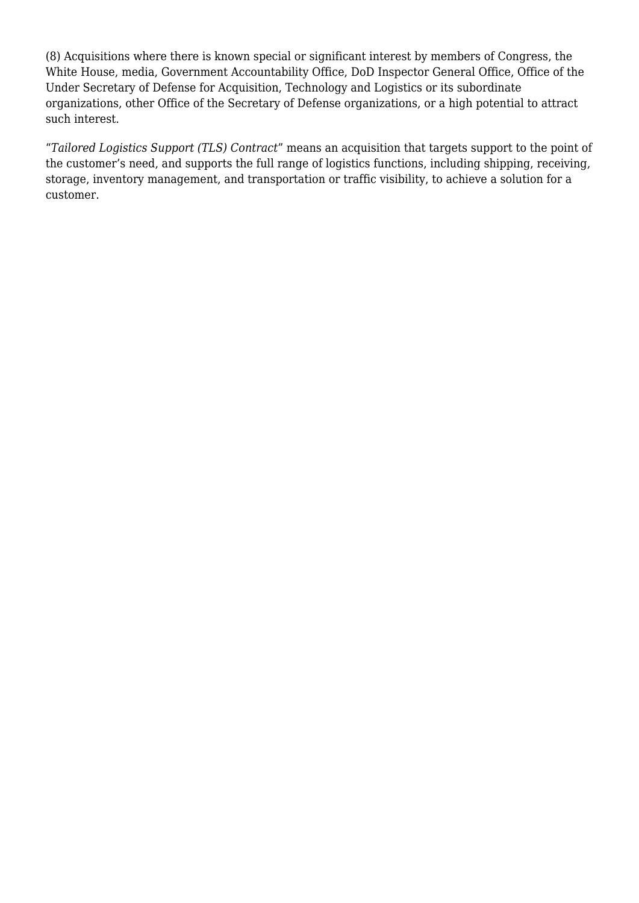(8) Acquisitions where there is known special or significant interest by members of Congress, the White House, media, Government Accountability Office, DoD Inspector General Office, Office of the Under Secretary of Defense for Acquisition, Technology and Logistics or its subordinate organizations, other Office of the Secretary of Defense organizations, or a high potential to attract such interest.

"*Tailored Logistics Support (TLS) Contract*" means an acquisition that targets support to the point of the customer's need, and supports the full range of logistics functions, including shipping, receiving, storage, inventory management, and transportation or traffic visibility, to achieve a solution for a customer.